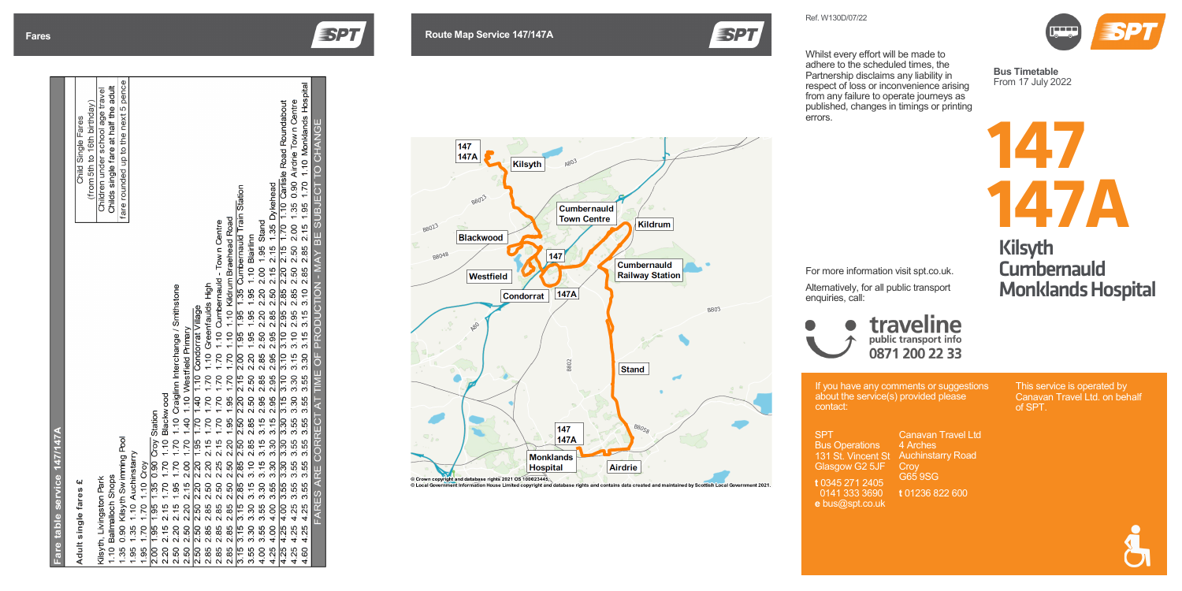## Fares

### Fare table service 147/147A

**Adult single fares £**

| Child Single Fares |
|---|
| (from 5th to 16th birthday) |
| Children under school age travel |
| Childs single fare at half the adult |
| fare rounded up to the next 5 pence |

Kilsyth, Livingston Park
1.10 Ballmalloch Shops
1.35 0.90 Kilsyth Swimming Pool
1.95 1.35 1.10 Auchinstarry
1.95 1.70 1.70 1.10 Croy
2.00 1.95 1.95 1.35 0.90 Croy Station
2.20 2.15 2.15 1.70 1.70 1.10 Blackwood
2.50 2.20 2.15 1.95 1.70 1.70 1.10 Craiglinn Interchange / Smithstone
2.50 2.50 2.20 2.15 2.00 1.70 1.40 1.10 Westfield Primary
2.50 2.50 2.50 2.20 2.20 1.95 1.70 1.40 1.10 Condorrat Village
2.85 2.85 2.50 2.50 2.20 2.15 1.70 1.70 1.70 1.10 Greenfaulds High
2.85 2.85 2.85 2.50 2.25 2.15 1.70 1.70 1.70 1.70 1.10 Cumbernauld - Town Centre
2.85 2.85 2.85 2.50 2.20 1.95 1.95 1.70 1.70 1.70 1.10 1.10 Kildrum Braehead Road
3.15 3.15 3.15 2.85 2.85 2.50 2.50 2.20 2.15 2.00 1.95 1.95 1.35 Cumbernauld Train Station
3.55 3.30 3.30 3.15 3.10 2.85 2.85 2.50 2.50 2.20 1.95 1.95 1.95 1.10 Blairlinn
4.00 3.55 3.55 3.30 3.15 3.15 2.95 2.95 2.85 2.85 2.50 2.20 2.20 2.00 1.95 Stand
4.25 4.00 4.00 3.55 3.30 3.30 3.15 2.95 2.95 2.95 2.85 2.85 2.50 2.15 2.15 1.35 Dykehead
4.25 4.25 4.00 3.55 3.30 3.30 3.15 3.10 3.10 2.95 2.85 2.85 2.20 2.15 1.70 1.10 Carlisle Road Roundabout
4.25 4.25 4.25 3.55 3.55 3.30 3.30 3.15 3.10 2.95 2.85 2.85 2.50 2.50 2.00 1.35 0.90 Airdrie Town Centre
4.60 4.25 4.25 3.55 3.55 3.55 3.30 3.30 3.15 3.15 3.10 2.85 2.85 2.15 1.95 1.70 1.10 Monklands Hospital

FARES ARE CORRECT AT TIME OF PRODUCTION - MAY BE SUBJECT TO CHANGE

## Route Map Service 147/147A

147 / 147A — Kilsyth — Cumbernauld Town Centre — Kildrum — Blackwood — 147 — Westfield — Cumbernauld Railway Station — Condorrat — 147A — Stand — 147 / 147A — Monklands Hospital — Airdrie

© Crown copyright and database rights 2021 OS 100023445.
© Local Government Information House Limited copyright and database rights and contains data created and maintained by Scottish Local Government 2021.

Ref. W130D/07/22

Whilst every effort will be made to adhere to the scheduled times, the Partnership disclaims any liability in respect of loss or inconvenience arising from any failure to operate journeys as published, changes in timings or printing errors.

**Bus Timetable**
From 17 July 2022

# 147
# 147A

## Kilsyth
## Cumbernauld
## Monklands Hospital

For more information visit spt.co.uk.

Alternatively, for all public transport enquiries, call:

**traveline** public transport info
**0871 200 22 33**

If you have any comments or suggestions about the service(s) provided please contact:

SPT
Bus Operations
131 St. Vincent St
Glasgow G2 5JF
t 0345 271 2405
0141 333 3690
e bus@spt.co.uk

Canavan Travel Ltd
4 Arches
Auchinstarry Road
Croy
G65 9SG
t 01236 822 600

This service is operated by Canavan Travel Ltd. on behalf of SPT.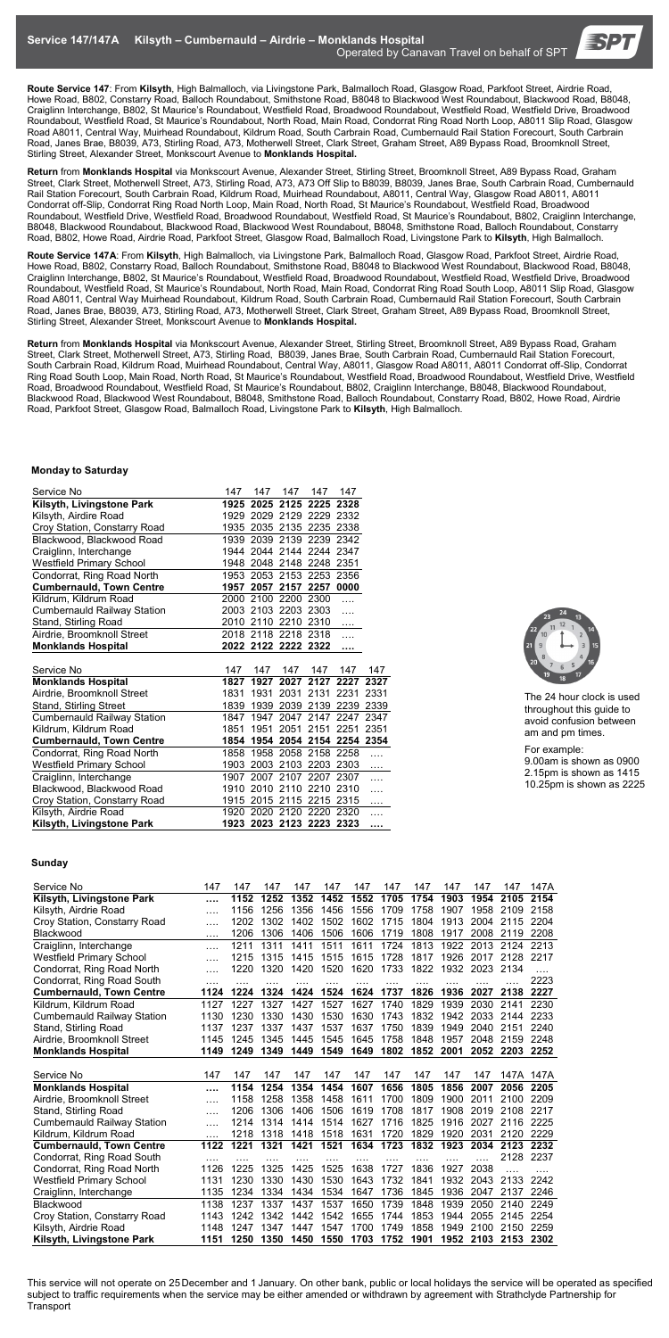## Service 147/147A Kilsyth – Cumbernauld – Airdrie – Monklands Hospital

Operated by Canavan Travel on behalf of SPT

**Route Service 147**: From **Kilsyth**, High Balmalloch, via Livingstone Park, Balmalloch Road, Glasgow Road, Parkfoot Street, Airdrie Road, Howe Road, B802, Constarry Road, Balloch Roundabout, Smithstone Road, B8048 to Blackwood West Roundabout, Blackwood Road, B8048, Craiglinn Interchange, B802, St Maurice's Roundabout, Westfield Road, Broadwood Roundabout, Westfield Road, Westfield Drive, Broadwood Roundabout, Westfield Road, St Maurice's Roundabout, North Road, Main Road, Condorrat Ring Road North Loop, A8011 Slip Road, Glasgow Road A8011, Central Way, Muirhead Roundabout, Kildrum Road, South Carbrain Road, Cumbernauld Rail Station Forecourt, South Carbrain Road, Janes Brae, B8039, A73, Stirling Road, A73, Motherwell Street, Clark Street, Graham Street, A89 Bypass Road, Broomknoll Street, Stirling Street, Alexander Street, Monkscourt Avenue to **Monklands Hospital.**

**Return** from **Monklands Hospital** via Monkscourt Avenue, Alexander Street, Stirling Street, Broomknoll Street, A89 Bypass Road, Graham Street, Clark Street, Motherwell Street, A73, Stirling Road, A73, A73 Off Slip to B8039, B8039, Janes Brae, South Carbrain Road, Cumbernauld Rail Station Forecourt, South Carbrain Road, Kildrum Road, Muirhead Roundabout, A8011, Central Way, Glasgow Road A8011, A8011 Condorrat off-Slip, Condorrat Ring Road North Loop, Main Road, North Road, St Maurice's Roundabout, Westfield Road, Broadwood Roundabout, Westfield Drive, Westfield Road, Broadwood Roundabout, Westfield Road, St Maurice's Roundabout, B802, Craiglinn Interchange, B8048, Blackwood Roundabout, Blackwood Road, Blackwood West Roundabout, B8048, Smithstone Road, Balloch Roundabout, Constarry Road, B802, Howe Road, Airdrie Road, Parkfoot Street, Glasgow Road, Balmalloch Road, Livingstone Park to **Kilsyth**, High Balmalloch.

**Route Service 147A**: From **Kilsyth**, High Balmalloch, via Livingstone Park, Balmalloch Road, Glasgow Road, Parkfoot Street, Airdrie Road, Howe Road, B802, Constarry Road, Balloch Roundabout, Smithstone Road, B8048 to Blackwood West Roundabout, Blackwood Road, B8048, Craiglinn Interchange, B802, St Maurice's Roundabout, Westfield Road, Broadwood Roundabout, Westfield Road, Westfield Drive, Broadwood Roundabout, Westfield Road, St Maurice's Roundabout, North Road, Main Road, Condorrat Ring Road South Loop, A8011 Slip Road, Glasgow Road A8011, Central Way Muirhead Roundabout, Kildrum Road, South Carbrain Road, Cumbernauld Rail Station Forecourt, South Carbrain Road, Janes Brae, B8039, A73, Stirling Road, A73, Motherwell Street, Clark Street, Graham Street, A89 Bypass Road, Broomknoll Street, Stirling Street, Alexander Street, Monkscourt Avenue to **Monklands Hospital.**

**Return** from **Monklands Hospital** via Monkscourt Avenue, Alexander Street, Stirling Street, Broomknoll Street, A89 Bypass Road, Graham Street, Clark Street, Motherwell Street, A73, Stirling Road, B8039, Janes Brae, South Carbrain Road, Cumbernauld Rail Station Forecourt, South Carbrain Road, Kildrum Road, Muirhead Roundabout, Central Way, A8011, Glasgow Road A8011, A8011 Condorrat off-Slip, Condorrat Ring Road South Loop, Main Road, North Road, St Maurice's Roundabout, Westfield Road, Broadwood Roundabout, Westfield Drive, Westfield Road, Broadwood Roundabout, Westfield Road, St Maurice's Roundabout, B802, Craiglinn Interchange, B8048, Blackwood Roundabout, Blackwood Road, Blackwood West Roundabout, B8048, Smithstone Road, Balloch Roundabout, Constarry Road, B802, Howe Road, Airdrie Road, Parkfoot Street, Glasgow Road, Balmalloch Road, Livingstone Park to **Kilsyth**, High Balmalloch.

### Monday to Saturday

| Service No | 147 | 147 | 147 | 147 | 147 |
|---|---|---|---|---|---|
| **Kilsyth, Livingstone Park** | **1925** | **2025** | **2125** | **2225** | **2328** |
| Kilsyth, Airdrie Road | 1929 | 2029 | 2129 | 2229 | 2332 |
| Croy Station, Constarry Road | 1935 | 2035 | 2135 | 2235 | 2338 |
| Blackwood, Blackwood Road | 1939 | 2039 | 2139 | 2239 | 2342 |
| Craiglinn, Interchange | 1944 | 2044 | 2144 | 2244 | 2347 |
| Westfield Primary School | 1948 | 2048 | 2148 | 2248 | 2351 |
| Condorrat, Ring Road North | 1953 | 2053 | 2153 | 2253 | 2356 |
| **Cumbernauld, Town Centre** | **1957** | **2057** | **2157** | **2257** | **0000** |
| Kildrum, Kildrum Road | 2000 | 2100 | 2200 | 2300 | .... |
| Cumbernauld Railway Station | 2003 | 2103 | 2203 | 2303 | .... |
| Stand, Stirling Road | 2010 | 2110 | 2210 | 2310 | .... |
| Airdrie, Broomknoll Street | 2018 | 2118 | 2218 | 2318 | .... |
| **Monklands Hospital** | **2022** | **2122** | **2222** | **2322** | **....** |

| Service No | 147 | 147 | 147 | 147 | 147 | 147 |
|---|---|---|---|---|---|---|
| **Monklands Hospital** | **1827** | **1927** | **2027** | **2127** | **2227** | **2327** |
| Airdrie, Broomknoll Street | 1831 | 1931 | 2031 | 2131 | 2231 | 2331 |
| Stand, Stirling Street | 1839 | 1939 | 2039 | 2139 | 2239 | 2339 |
| Cumbernauld Railway Station | 1847 | 1947 | 2047 | 2147 | 2247 | 2347 |
| Kildrum, Kildrum Road | 1851 | 1951 | 2051 | 2151 | 2251 | 2351 |
| **Cumbernauld, Town Centre** | **1854** | **1954** | **2054** | **2154** | **2254** | **2354** |
| Condorrat, Ring Road North | 1858 | 1958 | 2058 | 2158 | 2258 | .... |
| Westfield Primary School | 1903 | 2003 | 2103 | 2203 | 2303 | .... |
| Craiglinn, Interchange | 1907 | 2007 | 2107 | 2207 | 2307 | .... |
| Blackwood, Blackwood Road | 1910 | 2010 | 2110 | 2210 | 2310 | .... |
| Croy Station, Constarry Road | 1915 | 2015 | 2115 | 2215 | 2315 | .... |
| Kilsyth, Airdrie Road | 1920 | 2020 | 2120 | 2220 | 2320 | .... |
| **Kilsyth, Livingstone Park** | **1923** | **2023** | **2123** | **2223** | **2323** | **....** |

The 24 hour clock is used throughout this guide to avoid confusion between am and pm times.

For example:
9.00am is shown as 0900
2.15pm is shown as 1415
10.25pm is shown as 2225

### Sunday

| Service No | 147 | 147 | 147 | 147 | 147 | 147 | 147 | 147 | 147 | 147 | 147 | 147A |
|---|---|---|---|---|---|---|---|---|---|---|---|---|
| **Kilsyth, Livingstone Park** | **....** | **1152** | **1252** | **1352** | **1452** | **1552** | **1705** | **1754** | **1903** | **1954** | **2105** | **2154** |
| Kilsyth, Airdrie Road | .... | 1156 | 1256 | 1356 | 1456 | 1556 | 1709 | 1758 | 1907 | 1958 | 2109 | 2158 |
| Croy Station, Constarry Road | .... | 1202 | 1302 | 1402 | 1502 | 1602 | 1715 | 1804 | 1913 | 2004 | 2115 | 2204 |
| Blackwood | .... | 1206 | 1306 | 1406 | 1506 | 1606 | 1719 | 1808 | 1917 | 2008 | 2119 | 2208 |
| Craiglinn, Interchange | .... | 1211 | 1311 | 1411 | 1511 | 1611 | 1724 | 1813 | 1922 | 2013 | 2124 | 2213 |
| Westfield Primary School | .... | 1215 | 1315 | 1415 | 1515 | 1615 | 1728 | 1817 | 1926 | 2017 | 2128 | 2217 |
| Condorrat, Ring Road North | .... | 1220 | 1320 | 1420 | 1520 | 1620 | 1733 | 1822 | 1932 | 2023 | 2134 | .... |
| Condorrat, Ring Road South | .... | .... | .... | .... | .... | .... | .... | .... | .... | .... | .... | 2223 |
| **Cumbernauld, Town Centre** | **1124** | **1224** | **1324** | **1424** | **1524** | **1624** | **1737** | **1826** | **1936** | **2027** | **2138** | **2227** |
| Kildrum, Kildrum Road | 1127 | 1227 | 1327 | 1427 | 1527 | 1627 | 1740 | 1829 | 1939 | 2030 | 2141 | 2230 |
| Cumbernauld Railway Station | 1130 | 1230 | 1330 | 1430 | 1530 | 1630 | 1743 | 1832 | 1942 | 2033 | 2144 | 2233 |
| Stand, Stirling Road | 1137 | 1237 | 1337 | 1437 | 1537 | 1637 | 1750 | 1839 | 1949 | 2040 | 2151 | 2240 |
| Airdrie, Broomknoll Street | 1145 | 1245 | 1345 | 1445 | 1545 | 1645 | 1758 | 1848 | 1957 | 2048 | 2159 | 2248 |
| **Monklands Hospital** | **1149** | **1249** | **1349** | **1449** | **1549** | **1649** | **1802** | **1852** | **2001** | **2052** | **2203** | **2252** |

| Service No | 147 | 147 | 147 | 147 | 147 | 147 | 147 | 147 | 147 | 147 | 147A | 147A |
|---|---|---|---|---|---|---|---|---|---|---|---|---|
| **Monklands Hospital** | **....** | **1154** | **1254** | **1354** | **1454** | **1607** | **1656** | **1805** | **1856** | **2007** | **2056** | **2205** |
| Airdrie, Broomknoll Street | .... | 1158 | 1258 | 1358 | 1458 | 1611 | 1700 | 1809 | 1900 | 2011 | 2100 | 2209 |
| Stand, Stirling Street | .... | 1206 | 1306 | 1406 | 1506 | 1619 | 1708 | 1817 | 1908 | 2019 | 2108 | 2217 |
| Cumbernauld Railway Station | .... | 1214 | 1314 | 1414 | 1514 | 1627 | 1716 | 1825 | 1916 | 2027 | 2116 | 2225 |
| Kildrum, Kildrum Road | .... | 1218 | 1318 | 1418 | 1518 | 1631 | 1720 | 1829 | 1920 | 2031 | 2120 | 2229 |
| **Cumbernauld, Town Centre** | **1122** | **1221** | **1321** | **1421** | **1521** | **1634** | **1723** | **1832** | **1923** | **2034** | **2123** | **2232** |
| Condorrat, Ring Road South | .... | .... | .... | .... | .... | .... | .... | .... | .... | .... | 2128 | 2237 |
| Condorrat, Ring Road North | 1126 | 1225 | 1325 | 1425 | 1525 | 1638 | 1727 | 1836 | 1927 | 2038 | .... | .... |
| Westfield Primary School | 1131 | 1230 | 1330 | 1430 | 1530 | 1643 | 1732 | 1841 | 1932 | 2043 | 2133 | 2242 |
| Craiglinn, Interchange | 1135 | 1234 | 1334 | 1434 | 1534 | 1647 | 1736 | 1845 | 1936 | 2047 | 2137 | 2246 |
| Blackwood | 1138 | 1237 | 1337 | 1437 | 1537 | 1650 | 1739 | 1848 | 1939 | 2050 | 2140 | 2249 |
| Croy Station, Constarry Road | 1143 | 1242 | 1342 | 1442 | 1542 | 1655 | 1744 | 1853 | 1944 | 2055 | 2145 | 2254 |
| Kilsyth, Airdrie Road | 1148 | 1247 | 1347 | 1447 | 1547 | 1700 | 1749 | 1858 | 1949 | 2100 | 2150 | 2259 |
| **Kilsyth, Livingstone Park** | **1151** | **1250** | **1350** | **1450** | **1550** | **1703** | **1752** | **1901** | **1952** | **2103** | **2153** | **2302** |

This service will not operate on 25 December and 1 January. On other bank, public or local holidays the service will be operated as specified subject to traffic requirements when the service may be either amended or withdrawn by agreement with Strathclyde Partnership for Transport